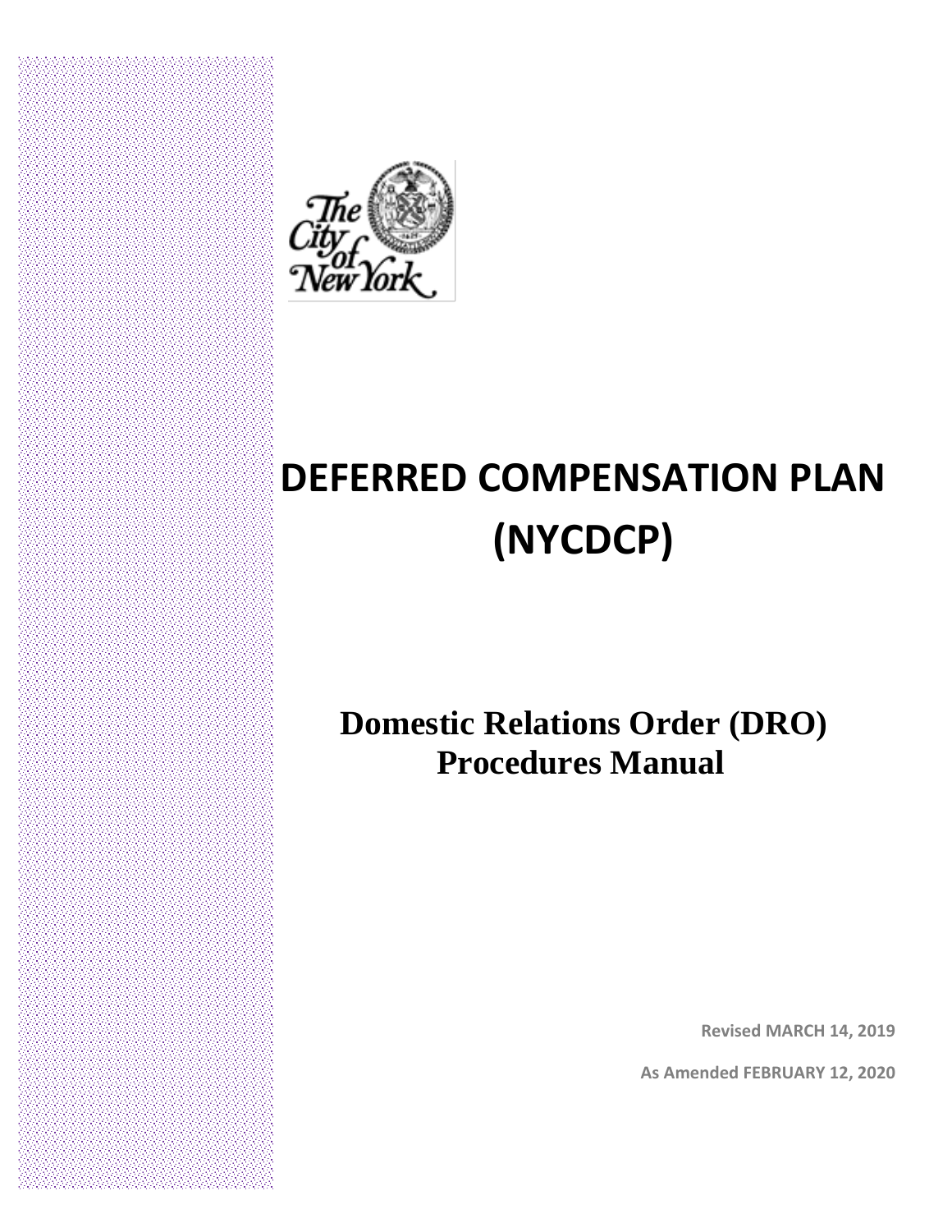# DEFERRED COMPENSATION PLAN (NYCDCP)

## Domestic Relations Order (DRO) Procedures Manual

**Revised MARCH 14, 2019**

**As Amended FEBRUARY 12, 2020**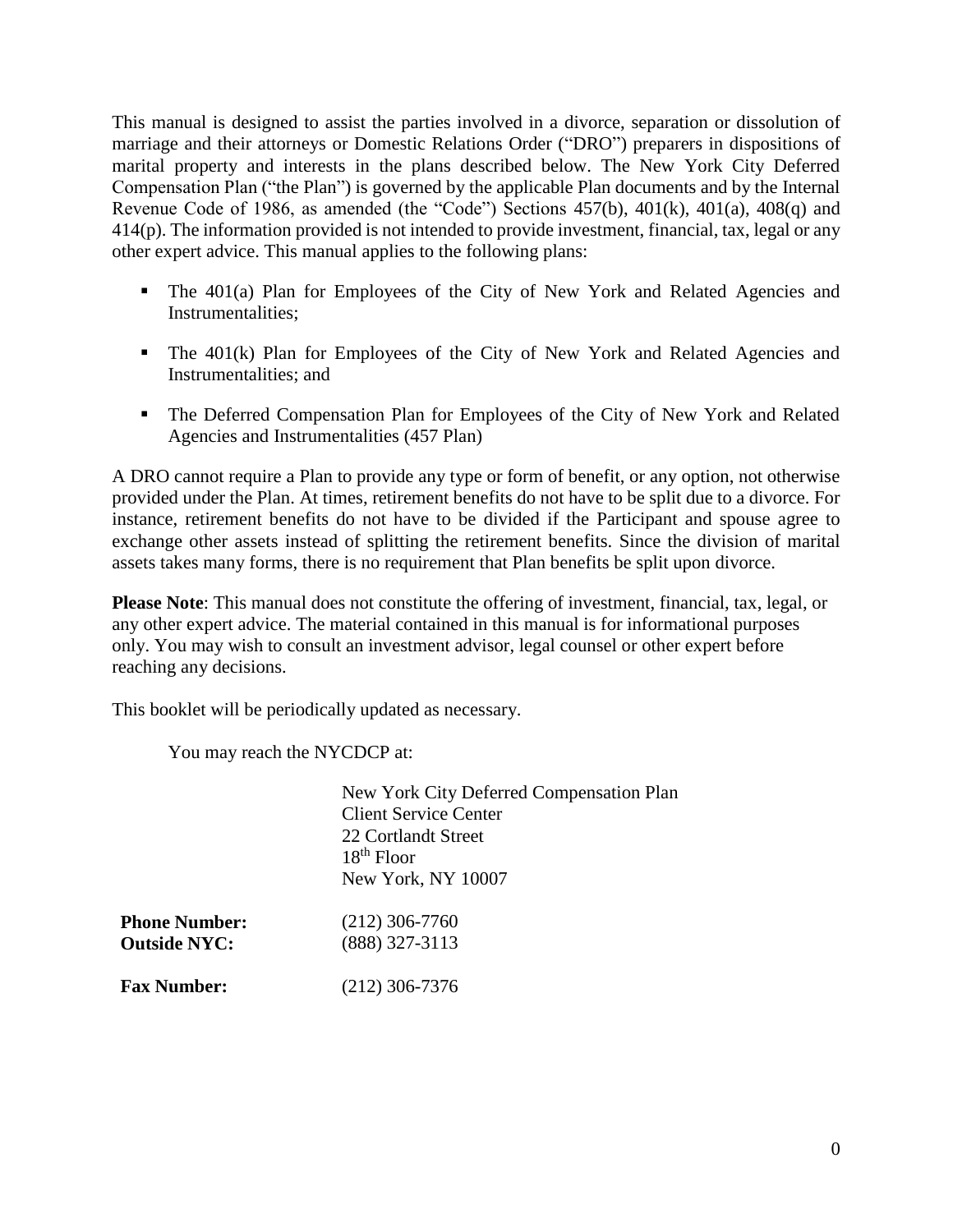This manual is designed to assist the parties involved in a divorce, separation or dissolution of marriage and their attorneys or Domestic Relations Order ("DRO") preparers in dispositions of marital property and interests in the plans described below. The New York City Deferred Compensation Plan ("the Plan") is governed by the applicable Plan documents and by the Internal Revenue Code of 1986, as amended (the "Code") Sections 457(b), 401(k), 401(a), 408(q) and 414(p). The information provided is not intended to provide investment, financial, tax, legal or any other expert advice. This manual applies to the following plans:

- The 401(a) Plan for Employees of the City of New York and Related Agencies and Instrumentalities;
- The 401(k) Plan for Employees of the City of New York and Related Agencies and Instrumentalities; and
- The Deferred Compensation Plan for Employees of the City of New York and Related Agencies and Instrumentalities (457 Plan)

A DRO cannot require a Plan to provide any type or form of benefit, or any option, not otherwise provided under the Plan. At times, retirement benefits do not have to be split due to a divorce. For instance, retirement benefits do not have to be divided if the Participant and spouse agree to exchange other assets instead of splitting the retirement benefits. Since the division of marital assets takes many forms, there is no requirement that Plan benefits be split upon divorce.

**Please Note**: This manual does not constitute the offering of investment, financial, tax, legal, or any other expert advice. The material contained in this manual is for informational purposes only. You may wish to consult an investment advisor, legal counsel or other expert before reaching any decisions.

This booklet will be periodically updated as necessary.

You may reach the NYCDCP at:

New York City Deferred Compensation Plan
Client Service Center
22 Cortlandt Street
18th Floor
New York, NY 10007

**Phone Number:** (212) 306-7760
**Outside NYC:** (888) 327-3113

**Fax Number:** (212) 306-7376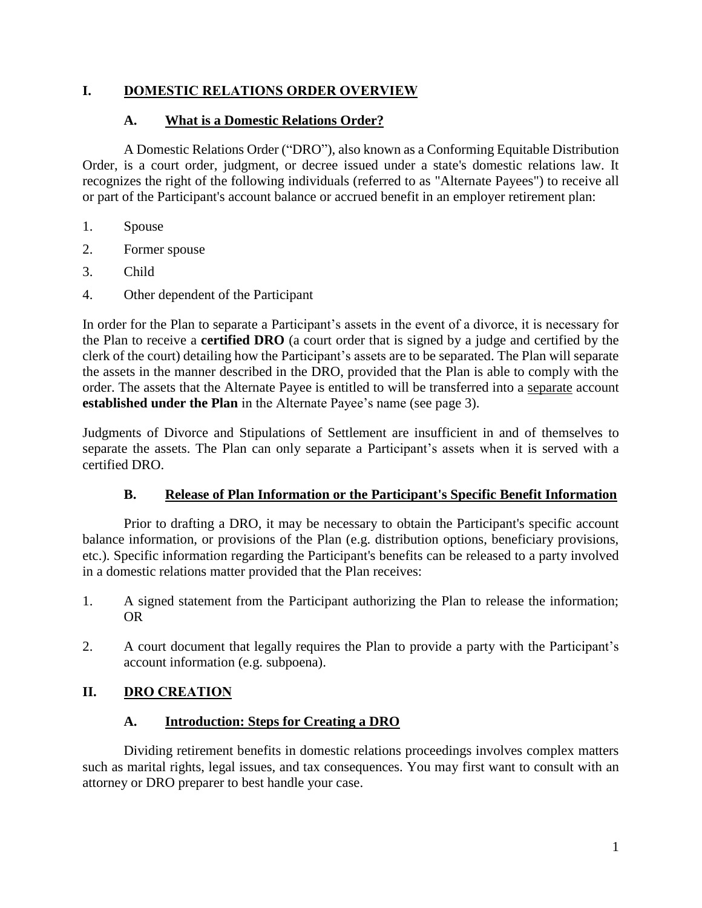# I. DOMESTIC RELATIONS ORDER OVERVIEW

## A. What is a Domestic Relations Order?

A Domestic Relations Order ("DRO"), also known as a Conforming Equitable Distribution Order, is a court order, judgment, or decree issued under a state's domestic relations law. It recognizes the right of the following individuals (referred to as "Alternate Payees") to receive all or part of the Participant's account balance or accrued benefit in an employer retirement plan:

1. Spouse
2. Former spouse
3. Child
4. Other dependent of the Participant

In order for the Plan to separate a Participant's assets in the event of a divorce, it is necessary for the Plan to receive a **certified DRO** (a court order that is signed by a judge and certified by the clerk of the court) detailing how the Participant's assets are to be separated. The Plan will separate the assets in the manner described in the DRO, provided that the Plan is able to comply with the order. The assets that the Alternate Payee is entitled to will be transferred into a <u>separate</u> account **established under the Plan** in the Alternate Payee's name (see page 3).

Judgments of Divorce and Stipulations of Settlement are insufficient in and of themselves to separate the assets. The Plan can only separate a Participant's assets when it is served with a certified DRO.

## B. Release of Plan Information or the Participant's Specific Benefit Information

Prior to drafting a DRO, it may be necessary to obtain the Participant's specific account balance information, or provisions of the Plan (e.g. distribution options, beneficiary provisions, etc.). Specific information regarding the Participant's benefits can be released to a party involved in a domestic relations matter provided that the Plan receives:

1. A signed statement from the Participant authorizing the Plan to release the information; OR
2. A court document that legally requires the Plan to provide a party with the Participant's account information (e.g. subpoena).

# II. DRO CREATION

## A. Introduction: Steps for Creating a DRO

Dividing retirement benefits in domestic relations proceedings involves complex matters such as marital rights, legal issues, and tax consequences. You may first want to consult with an attorney or DRO preparer to best handle your case.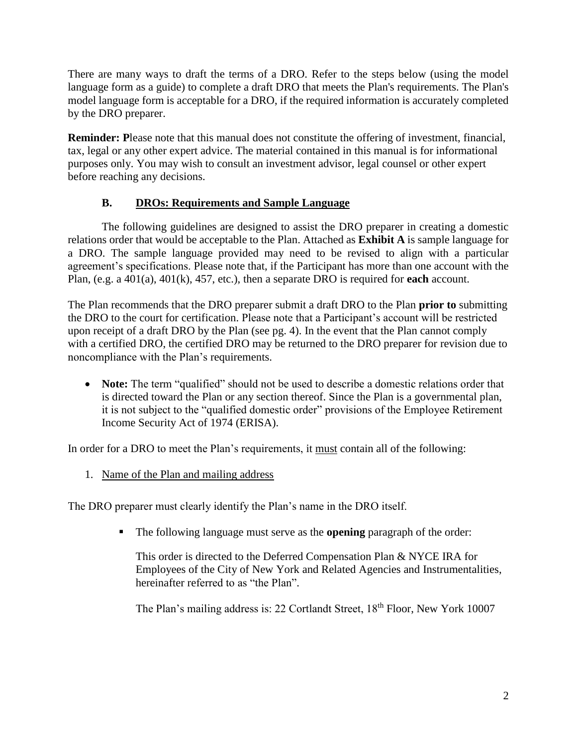There are many ways to draft the terms of a DRO. Refer to the steps below (using the model language form as a guide) to complete a draft DRO that meets the Plan's requirements. The Plan's model language form is acceptable for a DRO, if the required information is accurately completed by the DRO preparer.

**Reminder: P**lease note that this manual does not constitute the offering of investment, financial, tax, legal or any other expert advice. The material contained in this manual is for informational purposes only. You may wish to consult an investment advisor, legal counsel or other expert before reaching any decisions.

### B. DROs: Requirements and Sample Language

The following guidelines are designed to assist the DRO preparer in creating a domestic relations order that would be acceptable to the Plan. Attached as **Exhibit A** is sample language for a DRO. The sample language provided may need to be revised to align with a particular agreement's specifications. Please note that, if the Participant has more than one account with the Plan, (e.g. a 401(a), 401(k), 457, etc.), then a separate DRO is required for **each** account.

The Plan recommends that the DRO preparer submit a draft DRO to the Plan **prior to** submitting the DRO to the court for certification. Please note that a Participant's account will be restricted upon receipt of a draft DRO by the Plan (see pg. 4). In the event that the Plan cannot comply with a certified DRO, the certified DRO may be returned to the DRO preparer for revision due to noncompliance with the Plan's requirements.

- **Note:** The term "qualified" should not be used to describe a domestic relations order that is directed toward the Plan or any section thereof. Since the Plan is a governmental plan, it is not subject to the "qualified domestic order" provisions of the Employee Retirement Income Security Act of 1974 (ERISA).

In order for a DRO to meet the Plan's requirements, it <u>must</u> contain all of the following:

1. <u>Name of the Plan and mailing address</u>

The DRO preparer must clearly identify the Plan's name in the DRO itself.

- The following language must serve as the **opening** paragraph of the order:

  This order is directed to the Deferred Compensation Plan & NYCE IRA for Employees of the City of New York and Related Agencies and Instrumentalities, hereinafter referred to as "the Plan".

  The Plan's mailing address is: 22 Cortlandt Street, 18th Floor, New York 10007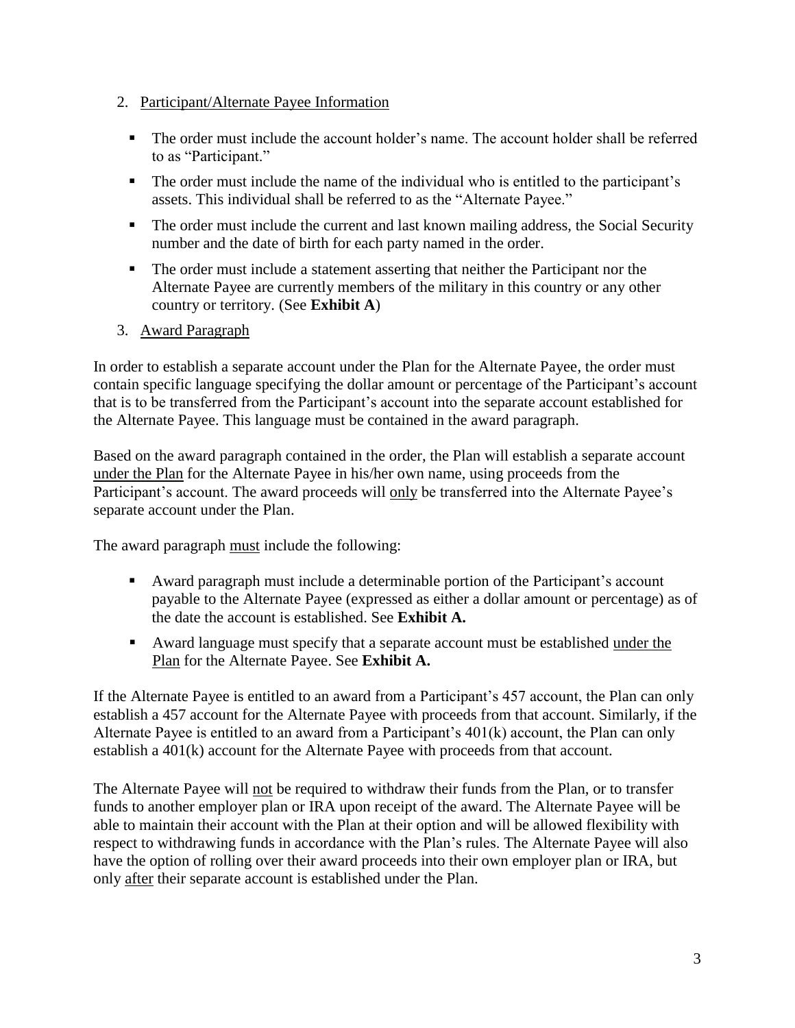2. Participant/Alternate Payee Information

- The order must include the account holder's name. The account holder shall be referred to as "Participant."
- The order must include the name of the individual who is entitled to the participant's assets. This individual shall be referred to as the "Alternate Payee."
- The order must include the current and last known mailing address, the Social Security number and the date of birth for each party named in the order.
- The order must include a statement asserting that neither the Participant nor the Alternate Payee are currently members of the military in this country or any other country or territory. (See **Exhibit A**)

3. Award Paragraph

In order to establish a separate account under the Plan for the Alternate Payee, the order must contain specific language specifying the dollar amount or percentage of the Participant's account that is to be transferred from the Participant's account into the separate account established for the Alternate Payee. This language must be contained in the award paragraph.

Based on the award paragraph contained in the order, the Plan will establish a separate account under the Plan for the Alternate Payee in his/her own name, using proceeds from the Participant's account. The award proceeds will only be transferred into the Alternate Payee's separate account under the Plan.

The award paragraph must include the following:

- Award paragraph must include a determinable portion of the Participant's account payable to the Alternate Payee (expressed as either a dollar amount or percentage) as of the date the account is established. See **Exhibit A.**
- Award language must specify that a separate account must be established under the Plan for the Alternate Payee. See **Exhibit A.**

If the Alternate Payee is entitled to an award from a Participant's 457 account, the Plan can only establish a 457 account for the Alternate Payee with proceeds from that account. Similarly, if the Alternate Payee is entitled to an award from a Participant's 401(k) account, the Plan can only establish a 401(k) account for the Alternate Payee with proceeds from that account.

The Alternate Payee will not be required to withdraw their funds from the Plan, or to transfer funds to another employer plan or IRA upon receipt of the award. The Alternate Payee will be able to maintain their account with the Plan at their option and will be allowed flexibility with respect to withdrawing funds in accordance with the Plan's rules. The Alternate Payee will also have the option of rolling over their award proceeds into their own employer plan or IRA, but only after their separate account is established under the Plan.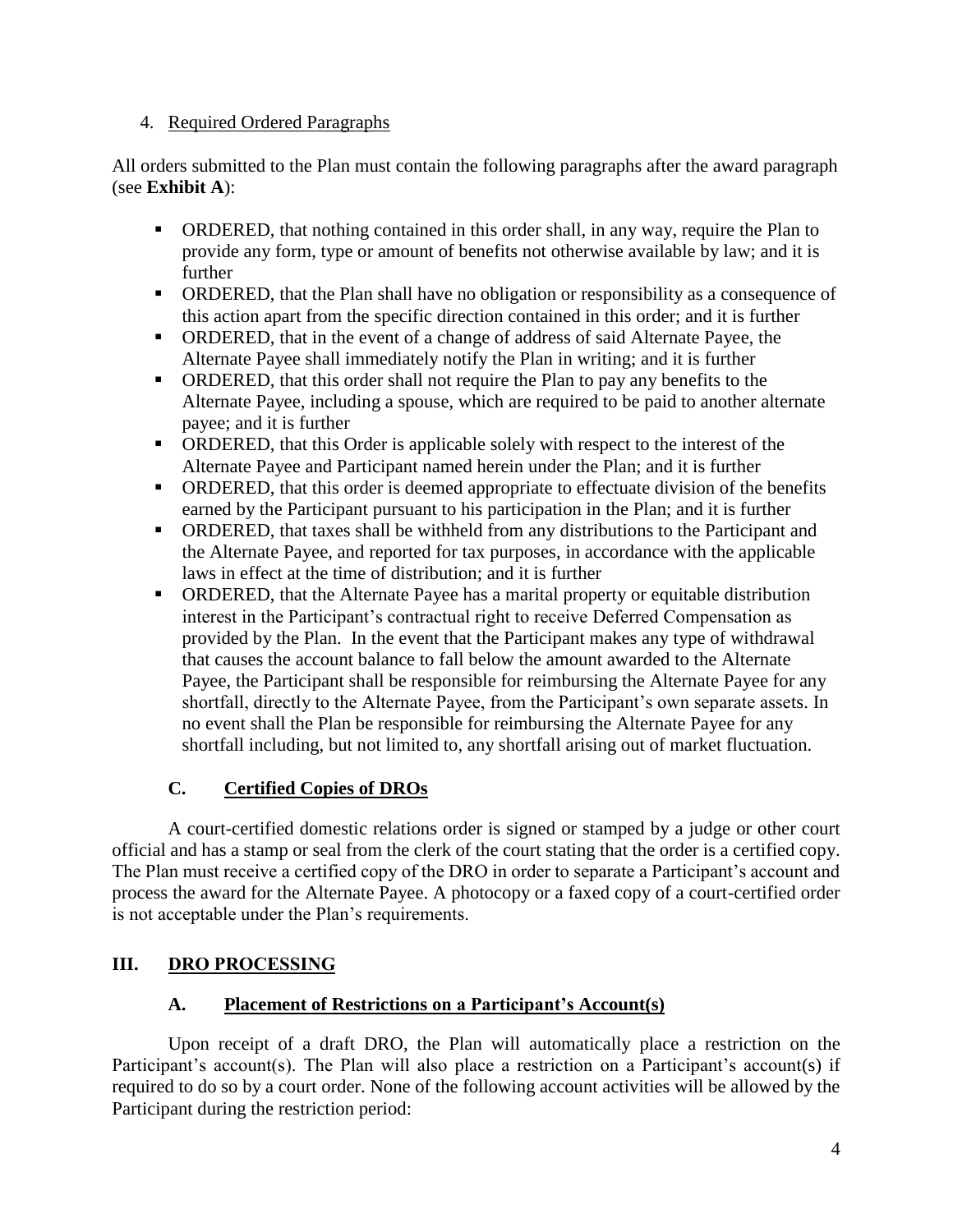4. Required Ordered Paragraphs

All orders submitted to the Plan must contain the following paragraphs after the award paragraph (see **Exhibit A**):

- ORDERED, that nothing contained in this order shall, in any way, require the Plan to provide any form, type or amount of benefits not otherwise available by law; and it is further
- ORDERED, that the Plan shall have no obligation or responsibility as a consequence of this action apart from the specific direction contained in this order; and it is further
- ORDERED, that in the event of a change of address of said Alternate Payee, the Alternate Payee shall immediately notify the Plan in writing; and it is further
- ORDERED, that this order shall not require the Plan to pay any benefits to the Alternate Payee, including a spouse, which are required to be paid to another alternate payee; and it is further
- ORDERED, that this Order is applicable solely with respect to the interest of the Alternate Payee and Participant named herein under the Plan; and it is further
- ORDERED, that this order is deemed appropriate to effectuate division of the benefits earned by the Participant pursuant to his participation in the Plan; and it is further
- ORDERED, that taxes shall be withheld from any distributions to the Participant and the Alternate Payee, and reported for tax purposes, in accordance with the applicable laws in effect at the time of distribution; and it is further
- ORDERED, that the Alternate Payee has a marital property or equitable distribution interest in the Participant's contractual right to receive Deferred Compensation as provided by the Plan. In the event that the Participant makes any type of withdrawal that causes the account balance to fall below the amount awarded to the Alternate Payee, the Participant shall be responsible for reimbursing the Alternate Payee for any shortfall, directly to the Alternate Payee, from the Participant's own separate assets. In no event shall the Plan be responsible for reimbursing the Alternate Payee for any shortfall including, but not limited to, any shortfall arising out of market fluctuation.

### C. Certified Copies of DROs

A court-certified domestic relations order is signed or stamped by a judge or other court official and has a stamp or seal from the clerk of the court stating that the order is a certified copy. The Plan must receive a certified copy of the DRO in order to separate a Participant's account and process the award for the Alternate Payee. A photocopy or a faxed copy of a court-certified order is not acceptable under the Plan's requirements.

## III. DRO PROCESSING

### A. Placement of Restrictions on a Participant's Account(s)

Upon receipt of a draft DRO, the Plan will automatically place a restriction on the Participant's account(s). The Plan will also place a restriction on a Participant's account(s) if required to do so by a court order. None of the following account activities will be allowed by the Participant during the restriction period: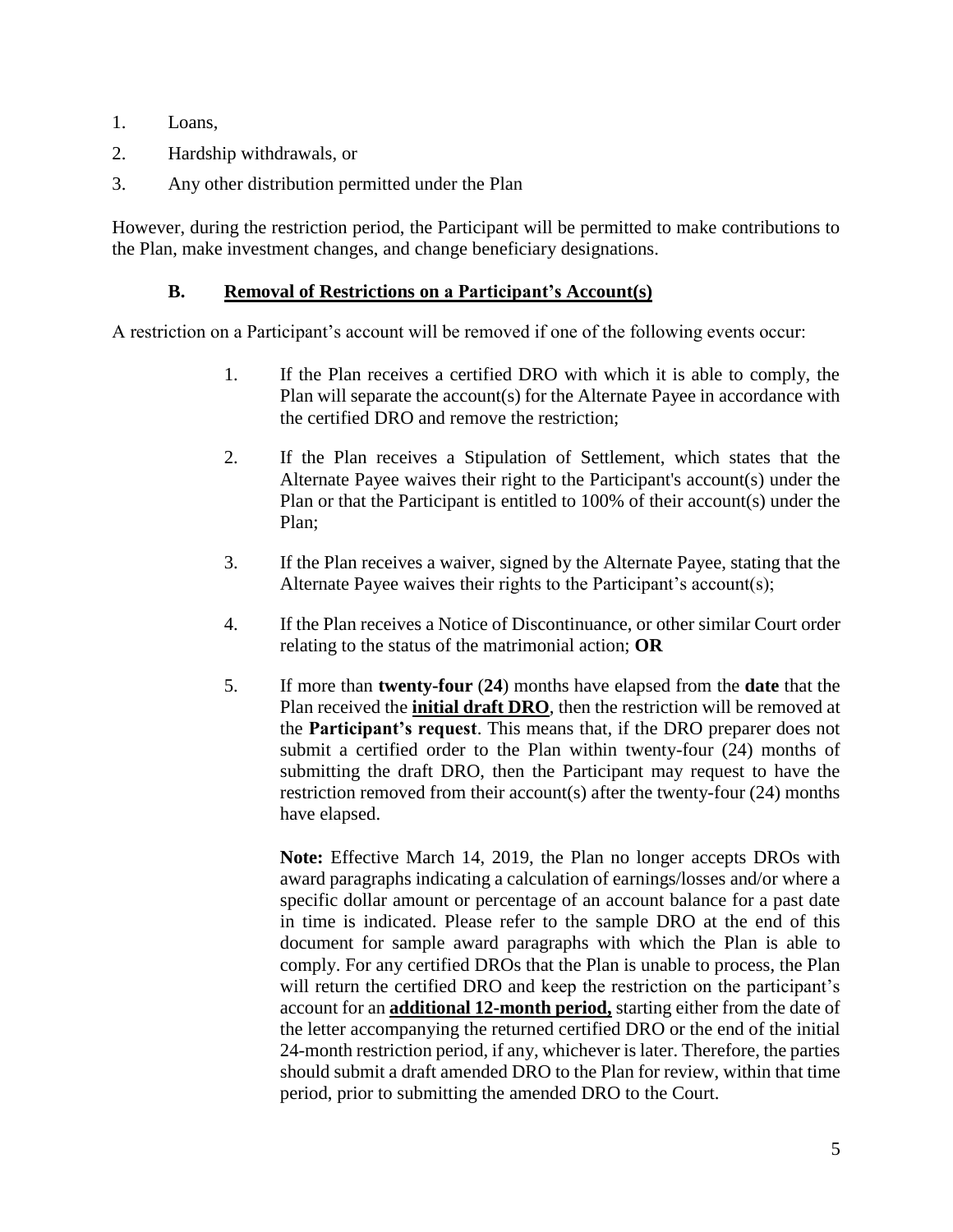1. Loans,
2. Hardship withdrawals, or
3. Any other distribution permitted under the Plan

However, during the restriction period, the Participant will be permitted to make contributions to the Plan, make investment changes, and change beneficiary designations.

### B. <u>Removal of Restrictions on a Participant's Account(s)</u>

A restriction on a Participant's account will be removed if one of the following events occur:

1. If the Plan receives a certified DRO with which it is able to comply, the Plan will separate the account(s) for the Alternate Payee in accordance with the certified DRO and remove the restriction;

2. If the Plan receives a Stipulation of Settlement, which states that the Alternate Payee waives their right to the Participant's account(s) under the Plan or that the Participant is entitled to 100% of their account(s) under the Plan;

3. If the Plan receives a waiver, signed by the Alternate Payee, stating that the Alternate Payee waives their rights to the Participant's account(s);

4. If the Plan receives a Notice of Discontinuance, or other similar Court order relating to the status of the matrimonial action; **OR**

5. If more than **twenty-four** (**24**) months have elapsed from the **date** that the Plan received the **<u>initial draft DRO</u>**, then the restriction will be removed at the **Participant's request**. This means that, if the DRO preparer does not submit a certified order to the Plan within twenty-four (24) months of submitting the draft DRO, then the Participant may request to have the restriction removed from their account(s) after the twenty-four (24) months have elapsed.

   **Note:** Effective March 14, 2019, the Plan no longer accepts DROs with award paragraphs indicating a calculation of earnings/losses and/or where a specific dollar amount or percentage of an account balance for a past date in time is indicated. Please refer to the sample DRO at the end of this document for sample award paragraphs with which the Plan is able to comply. For any certified DROs that the Plan is unable to process, the Plan will return the certified DRO and keep the restriction on the participant's account for an **<u>additional 12-month period,</u>** starting either from the date of the letter accompanying the returned certified DRO or the end of the initial 24-month restriction period, if any, whichever is later. Therefore, the parties should submit a draft amended DRO to the Plan for review, within that time period, prior to submitting the amended DRO to the Court.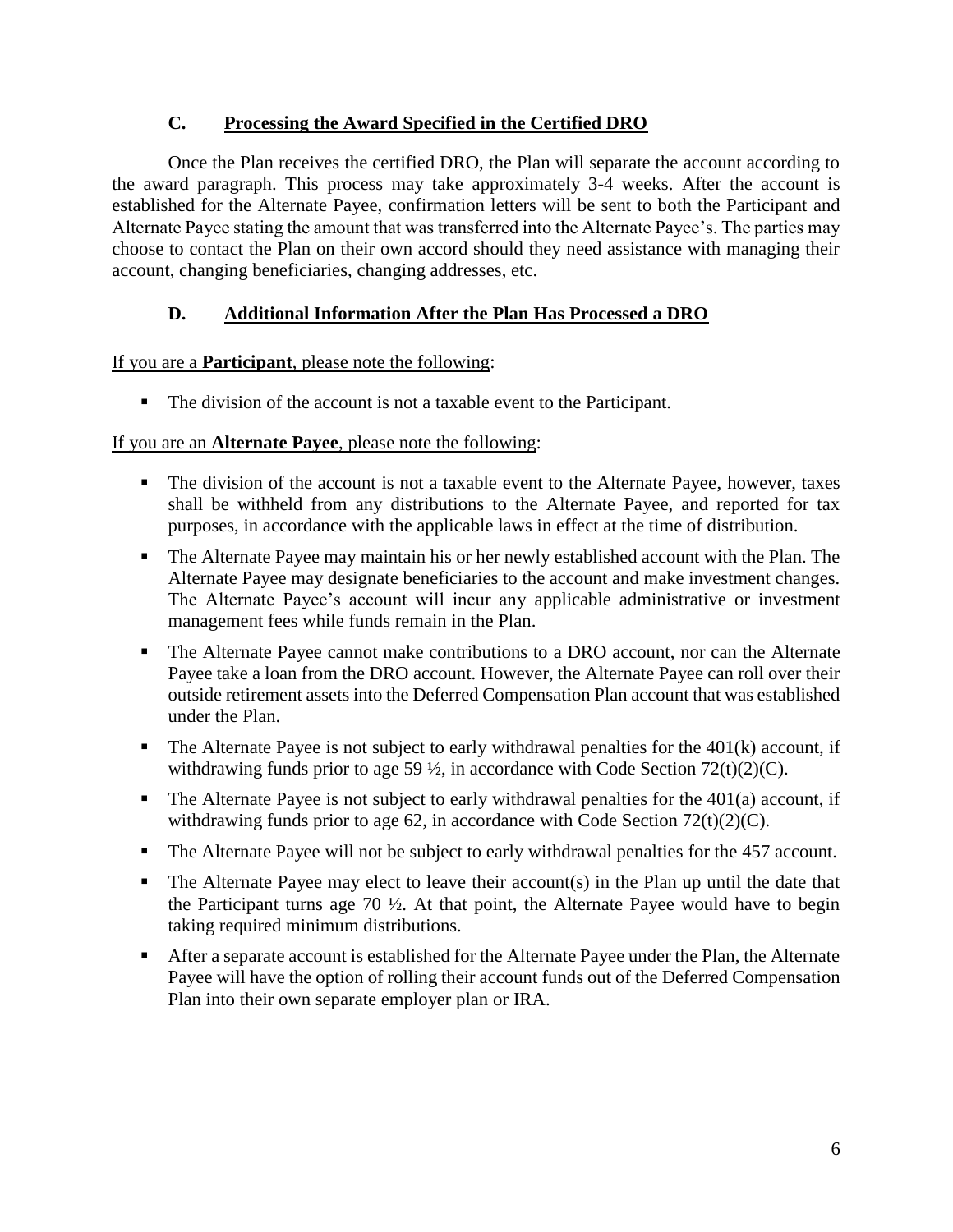### C. <u>Processing the Award Specified in the Certified DRO</u>

Once the Plan receives the certified DRO, the Plan will separate the account according to the award paragraph. This process may take approximately 3-4 weeks. After the account is established for the Alternate Payee, confirmation letters will be sent to both the Participant and Alternate Payee stating the amount that was transferred into the Alternate Payee's. The parties may choose to contact the Plan on their own accord should they need assistance with managing their account, changing beneficiaries, changing addresses, etc.

### D. <u>Additional Information After the Plan Has Processed a DRO</u>

<u>If you are a **Participant**, please note the following</u>:

- The division of the account is not a taxable event to the Participant.

<u>If you are an **Alternate Payee**, please note the following</u>:

- The division of the account is not a taxable event to the Alternate Payee, however, taxes shall be withheld from any distributions to the Alternate Payee, and reported for tax purposes, in accordance with the applicable laws in effect at the time of distribution.
- The Alternate Payee may maintain his or her newly established account with the Plan. The Alternate Payee may designate beneficiaries to the account and make investment changes. The Alternate Payee's account will incur any applicable administrative or investment management fees while funds remain in the Plan.
- The Alternate Payee cannot make contributions to a DRO account, nor can the Alternate Payee take a loan from the DRO account. However, the Alternate Payee can roll over their outside retirement assets into the Deferred Compensation Plan account that was established under the Plan.
- The Alternate Payee is not subject to early withdrawal penalties for the 401(k) account, if withdrawing funds prior to age 59 ½, in accordance with Code Section 72(t)(2)(C).
- The Alternate Payee is not subject to early withdrawal penalties for the 401(a) account, if withdrawing funds prior to age 62, in accordance with Code Section 72(t)(2)(C).
- The Alternate Payee will not be subject to early withdrawal penalties for the 457 account.
- The Alternate Payee may elect to leave their account(s) in the Plan up until the date that the Participant turns age 70 ½. At that point, the Alternate Payee would have to begin taking required minimum distributions.
- After a separate account is established for the Alternate Payee under the Plan, the Alternate Payee will have the option of rolling their account funds out of the Deferred Compensation Plan into their own separate employer plan or IRA.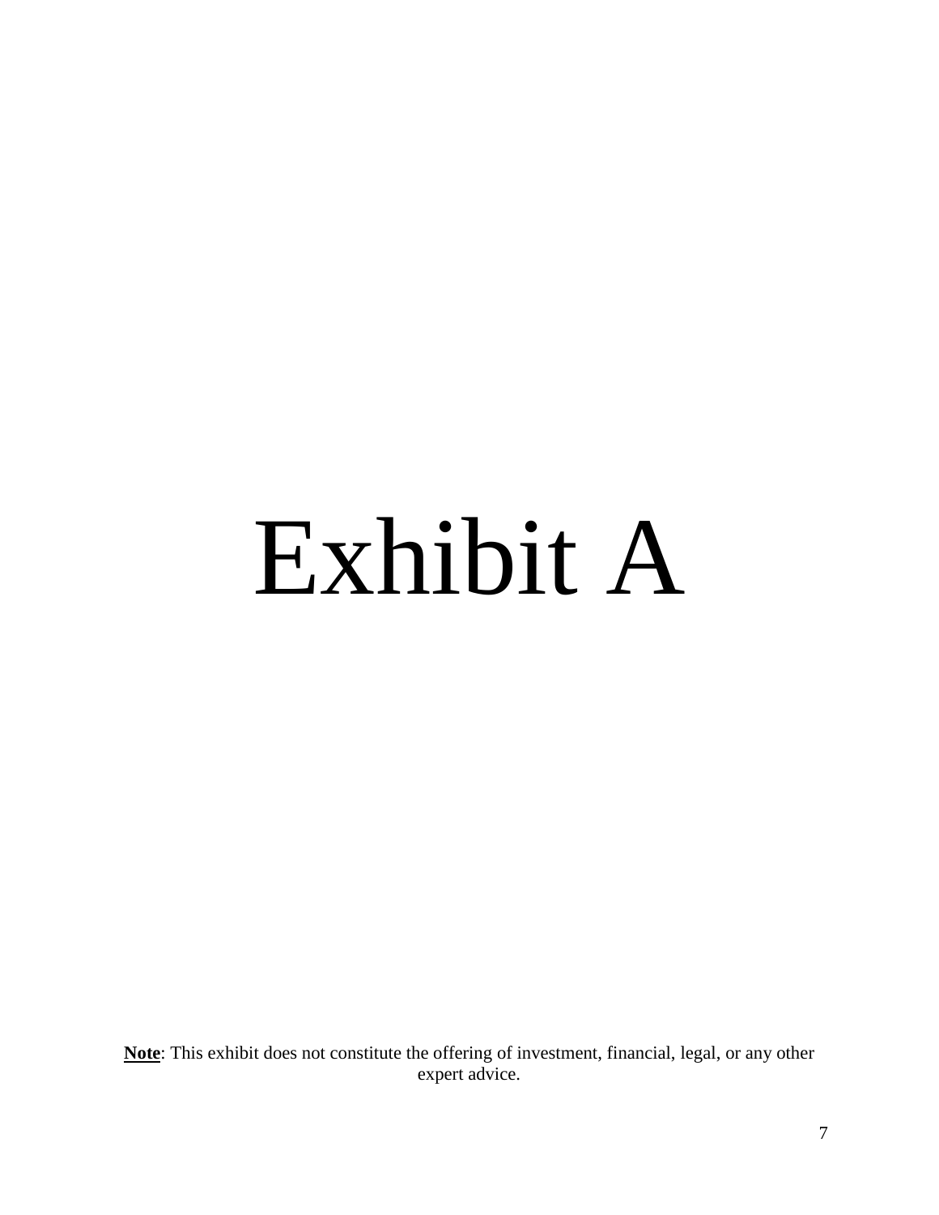# Exhibit A

**Note**: This exhibit does not constitute the offering of investment, financial, legal, or any other expert advice.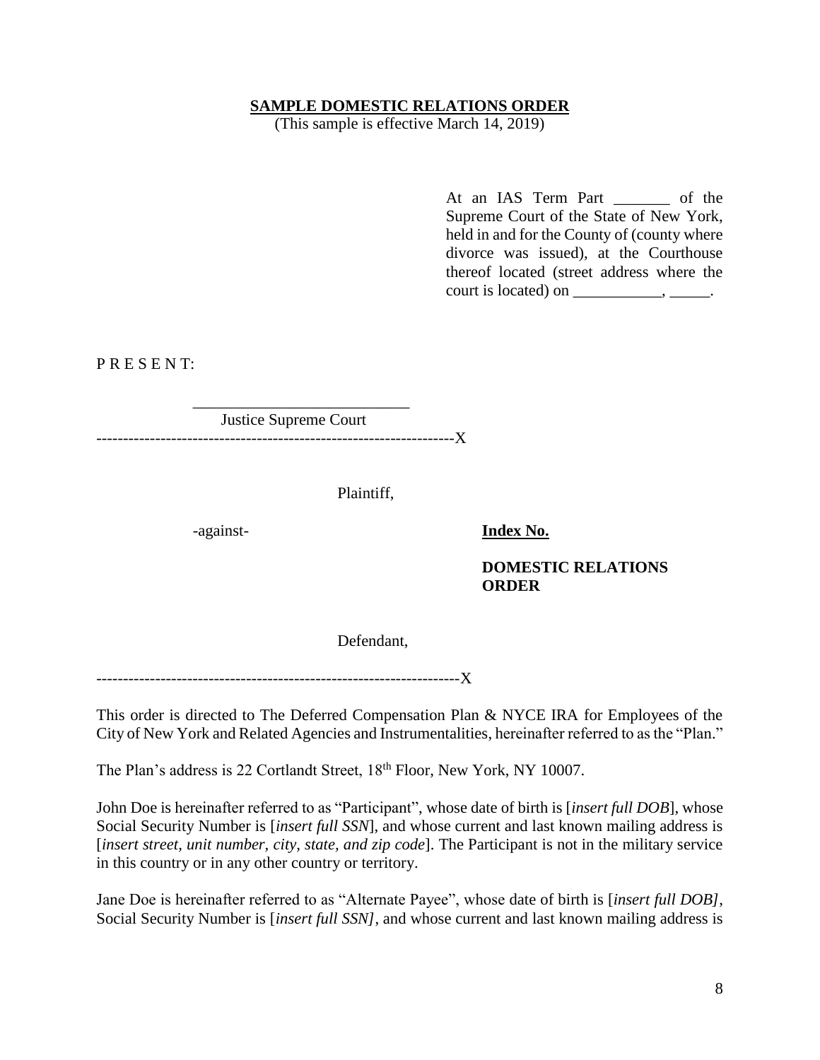**SAMPLE DOMESTIC RELATIONS ORDER**

(This sample is effective March 14, 2019)

At an IAS Term Part _______ of the Supreme Court of the State of New York, held in and for the County of (county where divorce was issued), at the Courthouse thereof located (street address where the court is located) on ___________, _____.

P R E S E N T:

___________________________

Justice Supreme Court

-------------------------------------------------------------------X

Plaintiff,

-against-

**Index No.**

**DOMESTIC RELATIONS ORDER**

Defendant,

-------------------------------------------------------------------X

This order is directed to The Deferred Compensation Plan & NYCE IRA for Employees of the City of New York and Related Agencies and Instrumentalities, hereinafter referred to as the "Plan."

The Plan's address is 22 Cortlandt Street, 18th Floor, New York, NY 10007.

John Doe is hereinafter referred to as "Participant", whose date of birth is [*insert full DOB*], whose Social Security Number is [*insert full SSN*], and whose current and last known mailing address is [*insert street, unit number, city, state, and zip code*]. The Participant is not in the military service in this country or in any other country or territory.

Jane Doe is hereinafter referred to as "Alternate Payee", whose date of birth is [*insert full DOB]*, Social Security Number is [*insert full SSN]*, and whose current and last known mailing address is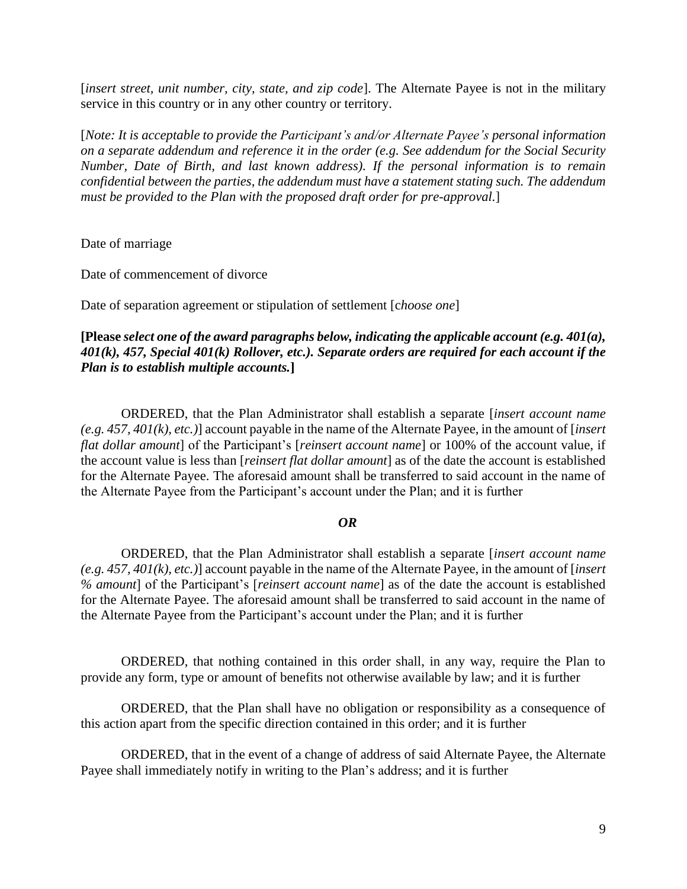[*insert street, unit number, city, state, and zip code*]. The Alternate Payee is not in the military service in this country or in any other country or territory.

[*Note: It is acceptable to provide the Participant's and/or Alternate Payee's personal information on a separate addendum and reference it in the order (e.g. See addendum for the Social Security Number, Date of Birth, and last known address). If the personal information is to remain confidential between the parties, the addendum must have a statement stating such. The addendum must be provided to the Plan with the proposed draft order for pre-approval.*]

Date of marriage

Date of commencement of divorce

Date of separation agreement or stipulation of settlement [*choose one*]

**[Please *select one of the award paragraphs below, indicating the applicable account (e.g. 401(a), 401(k), 457, Special 401(k) Rollover, etc.). Separate orders are required for each account if the Plan is to establish multiple accounts.*]**

ORDERED, that the Plan Administrator shall establish a separate [*insert account name (e.g. 457, 401(k), etc.)*] account payable in the name of the Alternate Payee, in the amount of [*insert flat dollar amount*] of the Participant's [*reinsert account name*] or 100% of the account value, if the account value is less than [*reinsert flat dollar amount*] as of the date the account is established for the Alternate Payee. The aforesaid amount shall be transferred to said account in the name of the Alternate Payee from the Participant's account under the Plan; and it is further

***OR***

ORDERED, that the Plan Administrator shall establish a separate [*insert account name (e.g. 457, 401(k), etc.)*] account payable in the name of the Alternate Payee, in the amount of [*insert % amount*] of the Participant's [*reinsert account name*] as of the date the account is established for the Alternate Payee. The aforesaid amount shall be transferred to said account in the name of the Alternate Payee from the Participant's account under the Plan; and it is further

ORDERED, that nothing contained in this order shall, in any way, require the Plan to provide any form, type or amount of benefits not otherwise available by law; and it is further

ORDERED, that the Plan shall have no obligation or responsibility as a consequence of this action apart from the specific direction contained in this order; and it is further

ORDERED, that in the event of a change of address of said Alternate Payee, the Alternate Payee shall immediately notify in writing to the Plan's address; and it is further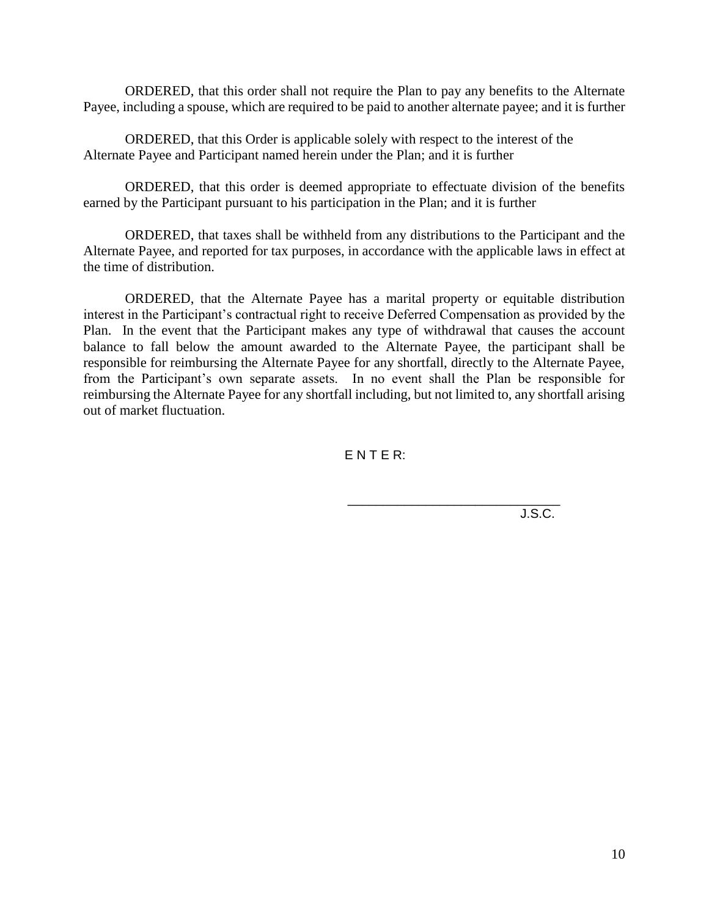ORDERED, that this order shall not require the Plan to pay any benefits to the Alternate Payee, including a spouse, which are required to be paid to another alternate payee; and it is further

ORDERED, that this Order is applicable solely with respect to the interest of the Alternate Payee and Participant named herein under the Plan; and it is further

ORDERED, that this order is deemed appropriate to effectuate division of the benefits earned by the Participant pursuant to his participation in the Plan; and it is further

ORDERED, that taxes shall be withheld from any distributions to the Participant and the Alternate Payee, and reported for tax purposes, in accordance with the applicable laws in effect at the time of distribution.

ORDERED, that the Alternate Payee has a marital property or equitable distribution interest in the Participant's contractual right to receive Deferred Compensation as provided by the Plan. In the event that the Participant makes any type of withdrawal that causes the account balance to fall below the amount awarded to the Alternate Payee, the participant shall be responsible for reimbursing the Alternate Payee for any shortfall, directly to the Alternate Payee, from the Participant's own separate assets. In no event shall the Plan be responsible for reimbursing the Alternate Payee for any shortfall including, but not limited to, any shortfall arising out of market fluctuation.

E N T E R:

\_\_\_\_\_\_\_\_\_\_\_\_\_\_\_\_\_\_\_\_\_\_\_\_\_\_\_\_\_\_
J.S.C.